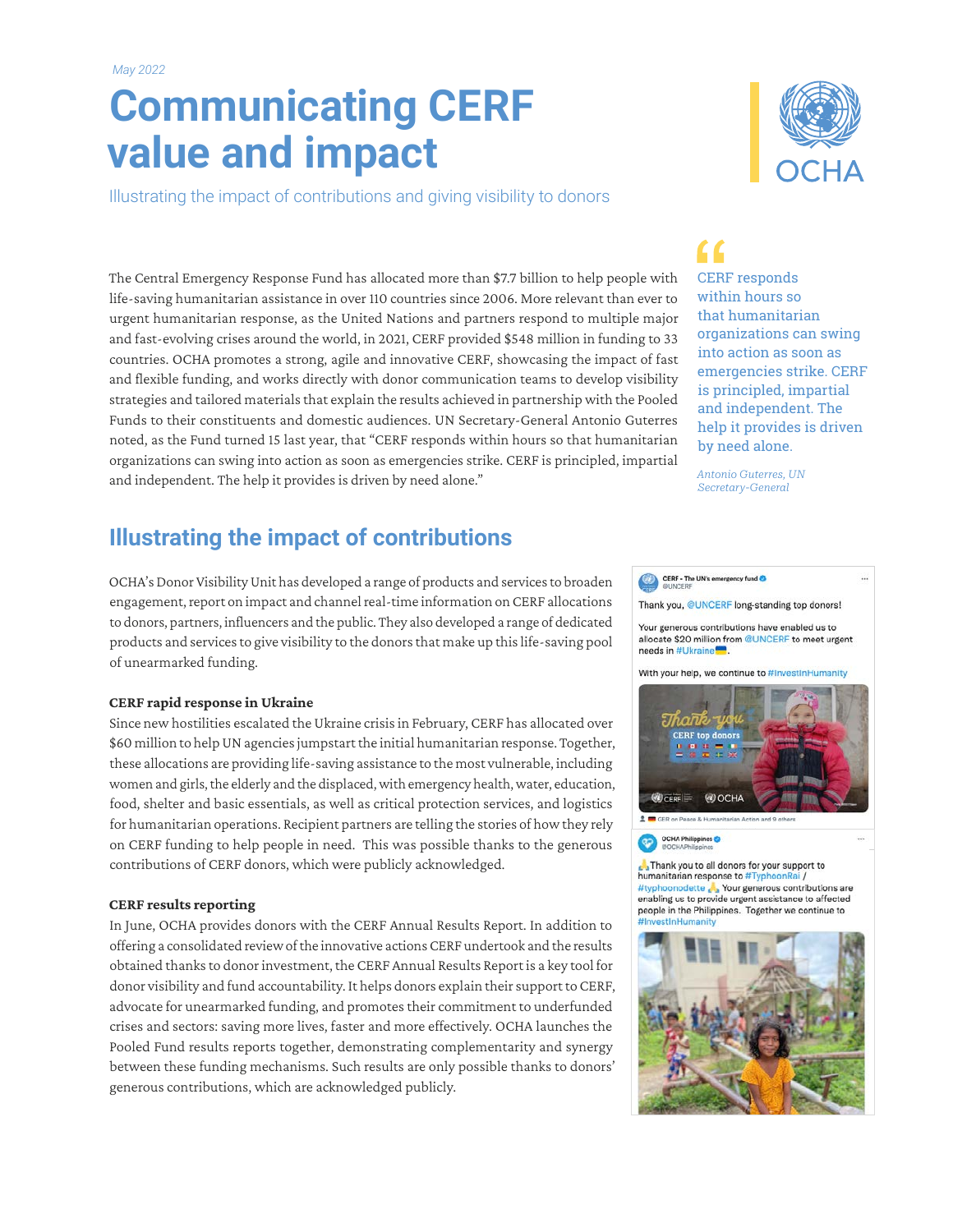May 2022

# Communicating CERF value and impact

Illustrating the impact of contributions and giving visibility to donors

The Central Emergency Response Fund has allocated more than $7.7 billion to help people with life-saving humanitarian assistance in over 110 countries since 2006. More relevant than ever to urgent humanitarian response, as the United Nations and partners respond to multiple major and fast-evolving crises around the world, in 2021, CERF provided $548 million in funding to 33 countries. OCHA promotes a strong, agile and innovative CERF, showcasing the impact of fast and flexible funding, and works directly with donor communication teams to develop visibility strategies and tailored materials that explain the results achieved in partnership with the Pooled Funds to their constituents and domestic audiences. UN Secretary-General Antonio Guterres noted, as the Fund turned 15 last year, that "CERF responds within hours so that humanitarian organizations can swing into action as soon as emergencies strike. CERF is principled, impartial and independent. The help it provides is driven by need alone."

> CERF responds within hours so that humanitarian organizations can swing into action as soon as emergencies strike. CERF is principled, impartial and independent. The help it provides is driven by need alone.
>
> *Antonio Guterres, UN Secretary-General*

## Illustrating the impact of contributions

OCHA's Donor Visibility Unit has developed a range of products and services to broaden engagement, report on impact and channel real-time information on CERF allocations to donors, partners, influencers and the public. They also developed a range of dedicated products and services to give visibility to the donors that make up this life-saving pool of unearmarked funding.

**CERF rapid response in Ukraine**

Since new hostilities escalated the Ukraine crisis in February, CERF has allocated over $60 million to help UN agencies jumpstart the initial humanitarian response. Together, these allocations are providing life-saving assistance to the most vulnerable, including women and girls, the elderly and the displaced, with emergency health, water, education, food, shelter and basic essentials, as well as critical protection services, and logistics for humanitarian operations. Recipient partners are telling the stories of how they rely on CERF funding to help people in need. This was possible thanks to the generous contributions of CERF donors, which were publicly acknowledged.

**CERF results reporting**

In June, OCHA provides donors with the CERF Annual Results Report. In addition to offering a consolidated review of the innovative actions CERF undertook and the results obtained thanks to donor investment, the CERF Annual Results Report is a key tool for donor visibility and fund accountability. It helps donors explain their support to CERF, advocate for unearmarked funding, and promotes their commitment to underfunded crises and sectors: saving more lives, faster and more effectively. OCHA launches the Pooled Fund results reports together, demonstrating complementarity and synergy between these funding mechanisms. Such results are only possible thanks to donors' generous contributions, which are acknowledged publicly.

CERF - The UN's emergency fund @UNCERF

Thank you, @UNCERF long-standing top donors!

Your generous contributions have enabled us to allocate $20 million from @UNCERF to meet urgent needs in #Ukraine.

With your help, we continue to #InvestInHumanity

OCHA Philippines @OCHAPhilippines

Thank you to all donors for your support to humanitarian response to #TyphoonRai / #typhoonodette Your generous contributions are enabling us to provide urgent assistance to affected people in the Philippines. Together we continue to #InvestInHumanity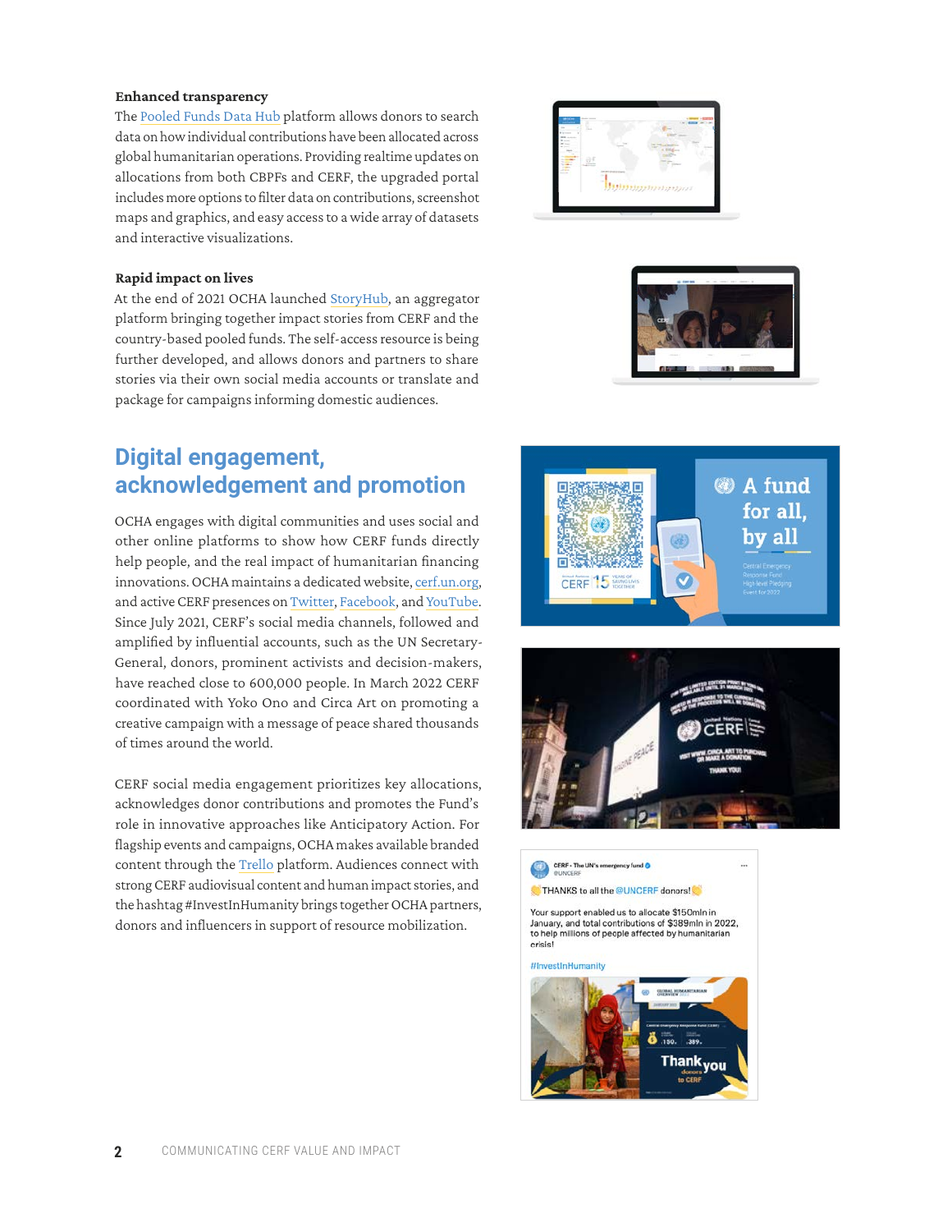**Enhanced transparency**

The Pooled Funds Data Hub platform allows donors to search data on how individual contributions have been allocated across global humanitarian operations. Providing realtime updates on allocations from both CBPFs and CERF, the upgraded portal includes more options to filter data on contributions, screenshot maps and graphics, and easy access to a wide array of datasets and interactive visualizations.

**Rapid impact on lives**

At the end of 2021 OCHA launched StoryHub, an aggregator platform bringing together impact stories from CERF and the country-based pooled funds. The self-access resource is being further developed, and allows donors and partners to share stories via their own social media accounts or translate and package for campaigns informing domestic audiences.

## Digital engagement, acknowledgement and promotion

OCHA engages with digital communities and uses social and other online platforms to show how CERF funds directly help people, and the real impact of humanitarian financing innovations. OCHA maintains a dedicated website, cerf.un.org, and active CERF presences on Twitter, Facebook, and YouTube. Since July 2021, CERF's social media channels, followed and amplified by influential accounts, such as the UN Secretary-General, donors, prominent activists and decision-makers, have reached close to 600,000 people. In March 2022 CERF coordinated with Yoko Ono and Circa Art on promoting a creative campaign with a message of peace shared thousands of times around the world.

CERF social media engagement prioritizes key allocations, acknowledges donor contributions and promotes the Fund's role in innovative approaches like Anticipatory Action. For flagship events and campaigns, OCHA makes available branded content through the Trello platform. Audiences connect with strong CERF audiovisual content and human impact stories, and the hashtag #InvestInHumanity brings together OCHA partners, donors and influencers in support of resource mobilization.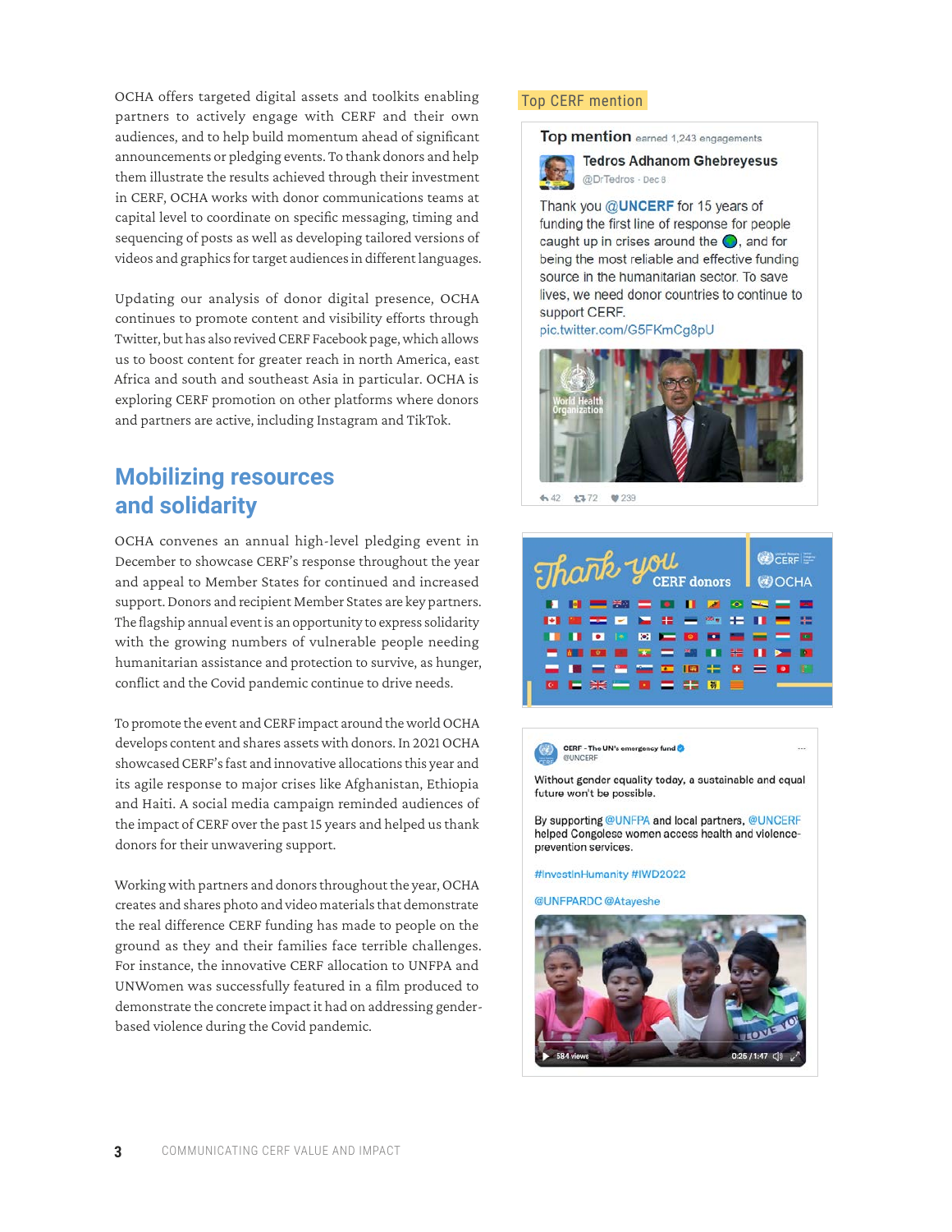OCHA offers targeted digital assets and toolkits enabling partners to actively engage with CERF and their own audiences, and to help build momentum ahead of significant announcements or pledging events. To thank donors and help them illustrate the results achieved through their investment in CERF, OCHA works with donor communications teams at capital level to coordinate on specific messaging, timing and sequencing of posts as well as developing tailored versions of videos and graphics for target audiences in different languages.

Updating our analysis of donor digital presence, OCHA continues to promote content and visibility efforts through Twitter, but has also revived CERF Facebook page, which allows us to boost content for greater reach in north America, east Africa and south and southeast Asia in particular. OCHA is exploring CERF promotion on other platforms where donors and partners are active, including Instagram and TikTok.

## Mobilizing resources and solidarity

OCHA convenes an annual high-level pledging event in December to showcase CERF's response throughout the year and appeal to Member States for continued and increased support. Donors and recipient Member States are key partners. The flagship annual event is an opportunity to express solidarity with the growing numbers of vulnerable people needing humanitarian assistance and protection to survive, as hunger, conflict and the Covid pandemic continue to drive needs.

To promote the event and CERF impact around the world OCHA develops content and shares assets with donors. In 2021 OCHA showcased CERF's fast and innovative allocations this year and its agile response to major crises like Afghanistan, Ethiopia and Haiti. A social media campaign reminded audiences of the impact of CERF over the past 15 years and helped us thank donors for their unwavering support.

Working with partners and donors throughout the year, OCHA creates and shares photo and video materials that demonstrate the real difference CERF funding has made to people on the ground as they and their families face terrible challenges. For instance, the innovative CERF allocation to UNFPA and UNWomen was successfully featured in a film produced to demonstrate the concrete impact it had on addressing gender-based violence during the Covid pandemic.

**Top CERF mention**

Top mention earned 1,243 engagements

Tedros Adhanom Ghebreyesus
@DrTedros · Dec 8

Thank you @UNCERF for 15 years of funding the first line of response for people caught up in crises around the 🌍, and for being the most reliable and effective funding source in the humanitarian sector. To save lives, we need donor countries to continue to support CERF.
pic.twitter.com/G5FKmCg8pU

42 72 239

Thank you CERF donors

CERF - The UN's emergency fund
@UNCERF

Without gender equality today, a sustainable and equal future won't be possible.

By supporting @UNFPA and local partners, @UNCERF helped Congolese women access health and violence-prevention services.

#InvestInHumanity #IWD2022

@UNFPARDC @Atayeshe

584 views 0:25 / 1:47